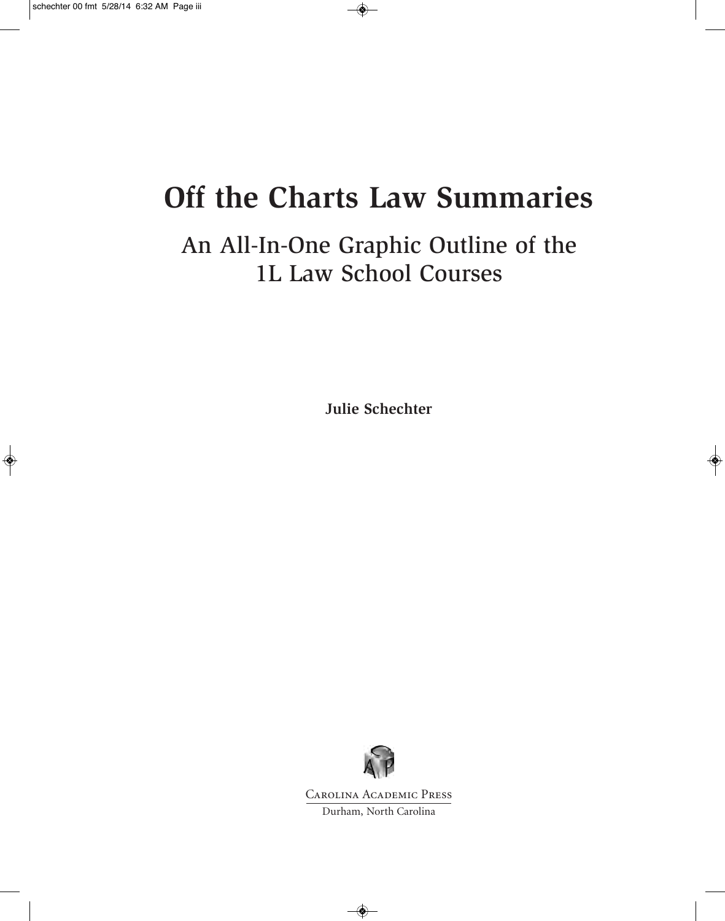# Off the Charts Law Summaries

## An All-In-One Graphic Outline of the 1L Law School Courses

**Julie Schechter**

Carolina Academic Press

Durham, North Carolina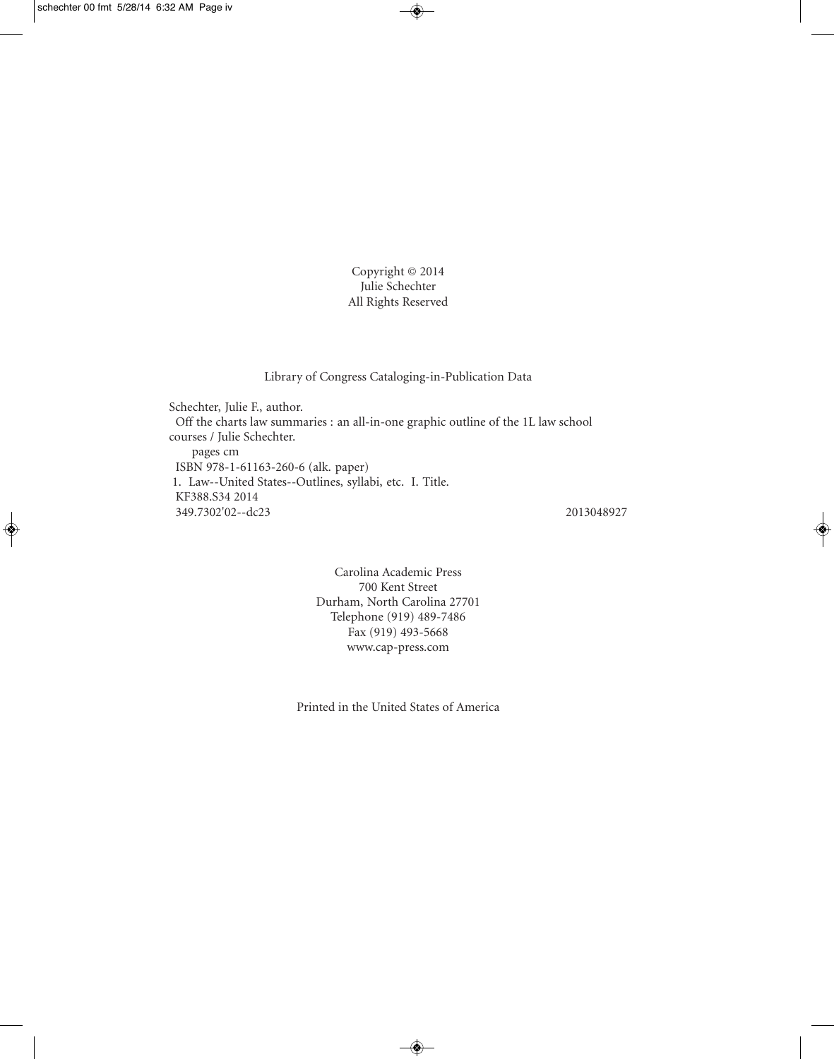Copyright © 2014
Julie Schechter
All Rights Reserved

Library of Congress Cataloging-in-Publication Data

Schechter, Julie F., author.
 Off the charts law summaries : an all-in-one graphic outline of the 1L law school courses / Julie Schechter.
  pages cm
 ISBN 978-1-61163-260-6 (alk. paper)
 1. Law--United States--Outlines, syllabi, etc. I. Title.
 KF388.S34 2014
 349.7302'02--dc23 2013048927

Carolina Academic Press
700 Kent Street
Durham, North Carolina 27701
Telephone (919) 489-7486
Fax (919) 493-5668
www.cap-press.com

Printed in the United States of America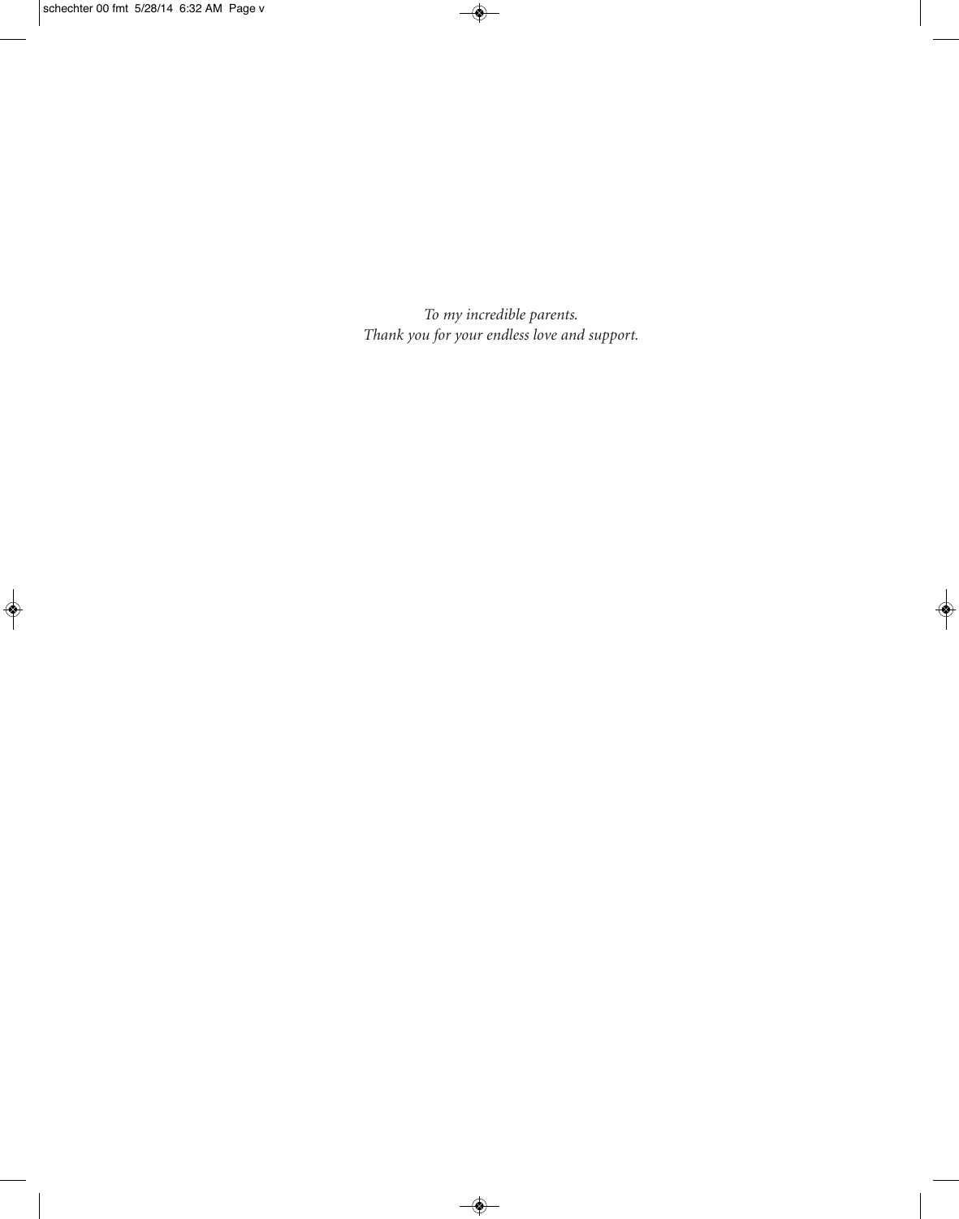*To my incredible parents.*
*Thank you for your endless love and support.*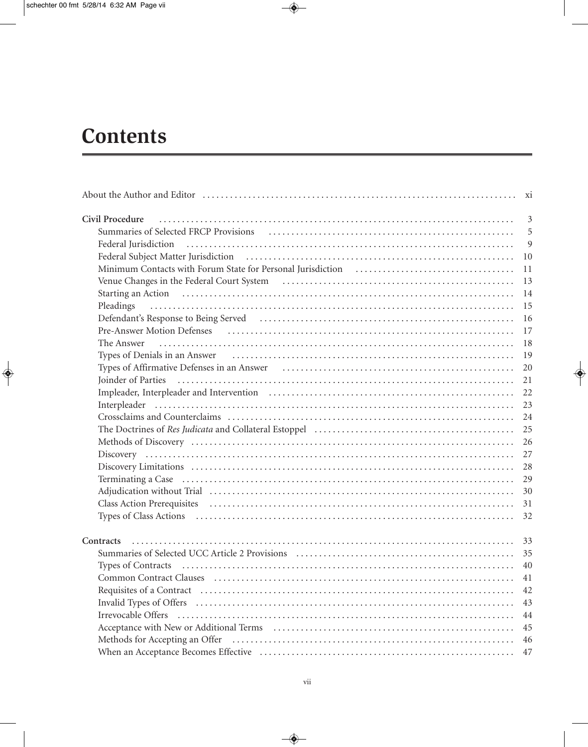# Contents

About the Author and Editor ..... xi

**Civil Procedure** ..... 3
- Summaries of Selected FRCP Provisions ..... 5
- Federal Jurisdiction ..... 9
- Federal Subject Matter Jurisdiction ..... 10
- Minimum Contacts with Forum State for Personal Jurisdiction ..... 11
- Venue Changes in the Federal Court System ..... 13
- Starting an Action ..... 14
- Pleadings ..... 15
- Defendant's Response to Being Served ..... 16
- Pre-Answer Motion Defenses ..... 17
- The Answer ..... 18
- Types of Denials in an Answer ..... 19
- Types of Affirmative Defenses in an Answer ..... 20
- Joinder of Parties ..... 21
- Impleader, Interpleader and Intervention ..... 22
- Interpleader ..... 23
- Crossclaims and Counterclaims ..... 24
- The Doctrines of *Res Judicata* and Collateral Estoppel ..... 25
- Methods of Discovery ..... 26
- Discovery ..... 27
- Discovery Limitations ..... 28
- Terminating a Case ..... 29
- Adjudication without Trial ..... 30
- Class Action Prerequisites ..... 31
- Types of Class Actions ..... 32

**Contracts** ..... 33
- Summaries of Selected UCC Article 2 Provisions ..... 35
- Types of Contracts ..... 40
- Common Contract Clauses ..... 41
- Requisites of a Contract ..... 42
- Invalid Types of Offers ..... 43
- Irrevocable Offers ..... 44
- Acceptance with New or Additional Terms ..... 45
- Methods for Accepting an Offer ..... 46
- When an Acceptance Becomes Effective ..... 47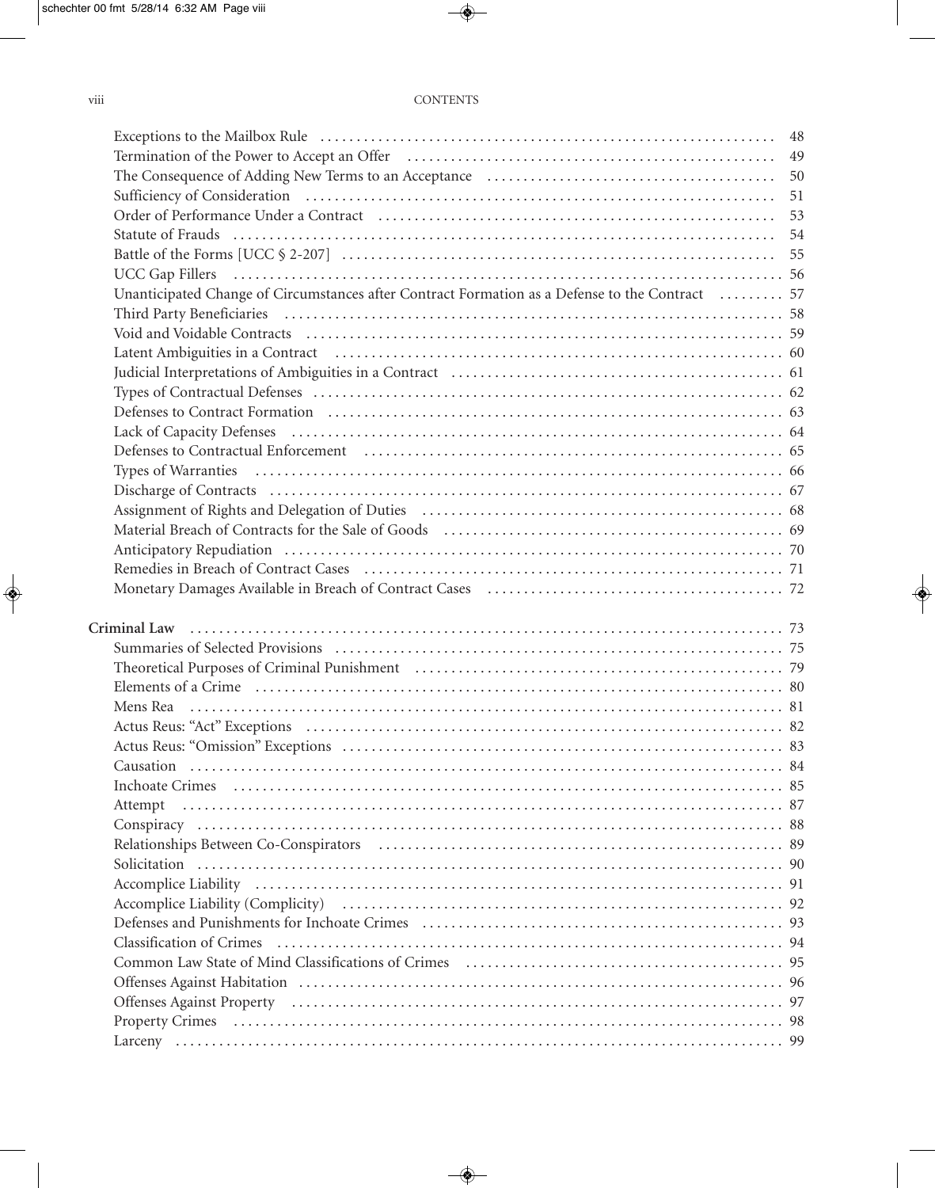Exceptions to the Mailbox Rule ........ 48
Termination of the Power to Accept an Offer ........ 49
The Consequence of Adding New Terms to an Acceptance ........ 50
Sufficiency of Consideration ........ 51
Order of Performance Under a Contract ........ 53
Statute of Frauds ........ 54
Battle of the Forms [UCC § 2-207] ........ 55
UCC Gap Fillers ........ 56
Unanticipated Change of Circumstances after Contract Formation as a Defense to the Contract ........ 57
Third Party Beneficiaries ........ 58
Void and Voidable Contracts ........ 59
Latent Ambiguities in a Contract ........ 60
Judicial Interpretations of Ambiguities in a Contract ........ 61
Types of Contractual Defenses ........ 62
Defenses to Contract Formation ........ 63
Lack of Capacity Defenses ........ 64
Defenses to Contractual Enforcement ........ 65
Types of Warranties ........ 66
Discharge of Contracts ........ 67
Assignment of Rights and Delegation of Duties ........ 68
Material Breach of Contracts for the Sale of Goods ........ 69
Anticipatory Repudiation ........ 70
Remedies in Breach of Contract Cases ........ 71
Monetary Damages Available in Breach of Contract Cases ........ 72

**Criminal Law** ........ 73
Summaries of Selected Provisions ........ 75
Theoretical Purposes of Criminal Punishment ........ 79
Elements of a Crime ........ 80
Mens Rea ........ 81
Actus Reus: "Act" Exceptions ........ 82
Actus Reus: "Omission" Exceptions ........ 83
Causation ........ 84
Inchoate Crimes ........ 85
Attempt ........ 87
Conspiracy ........ 88
Relationships Between Co-Conspirators ........ 89
Solicitation ........ 90
Accomplice Liability ........ 91
Accomplice Liability (Complicity) ........ 92
Defenses and Punishments for Inchoate Crimes ........ 93
Classification of Crimes ........ 94
Common Law State of Mind Classifications of Crimes ........ 95
Offenses Against Habitation ........ 96
Offenses Against Property ........ 97
Property Crimes ........ 98
Larceny ........ 99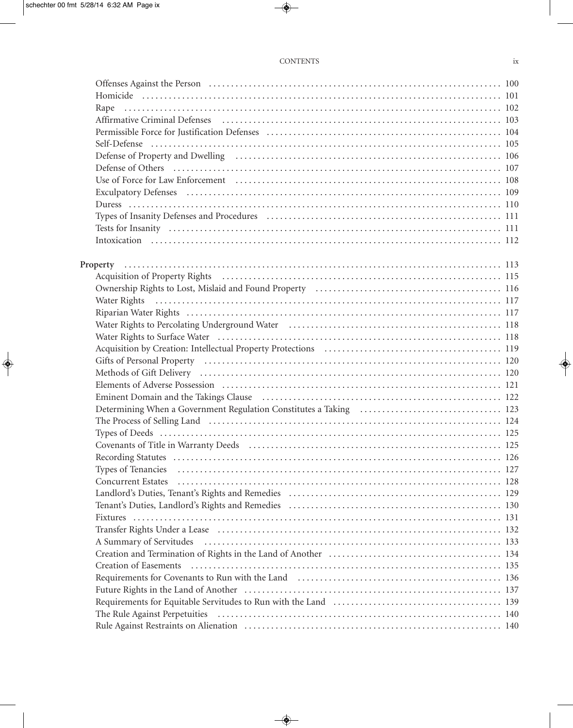Offenses Against the Person 100
Homicide 101
Rape 102
Affirmative Criminal Defenses 103
Permissible Force for Justification Defenses 104
Self-Defense 105
Defense of Property and Dwelling 106
Defense of Others 107
Use of Force for Law Enforcement 108
Exculpatory Defenses 109
Duress 110
Types of Insanity Defenses and Procedures 111
Tests for Insanity 111
Intoxication 112

**Property** 113
Acquisition of Property Rights 115
Ownership Rights to Lost, Mislaid and Found Property 116
Water Rights 117
Riparian Water Rights 117
Water Rights to Percolating Underground Water 118
Water Rights to Surface Water 118
Acquisition by Creation: Intellectual Property Protections 119
Gifts of Personal Property 120
Methods of Gift Delivery 120
Elements of Adverse Possession 121
Eminent Domain and the Takings Clause 122
Determining When a Government Regulation Constitutes a Taking 123
The Process of Selling Land 124
Types of Deeds 125
Covenants of Title in Warranty Deeds 125
Recording Statutes 126
Types of Tenancies 127
Concurrent Estates 128
Landlord's Duties, Tenant's Rights and Remedies 129
Tenant's Duties, Landlord's Rights and Remedies 130
Fixtures 131
Transfer Rights Under a Lease 132
A Summary of Servitudes 133
Creation and Termination of Rights in the Land of Another 134
Creation of Easements 135
Requirements for Covenants to Run with the Land 136
Future Rights in the Land of Another 137
Requirements for Equitable Servitudes to Run with the Land 139
The Rule Against Perpetuities 140
Rule Against Restraints on Alienation 140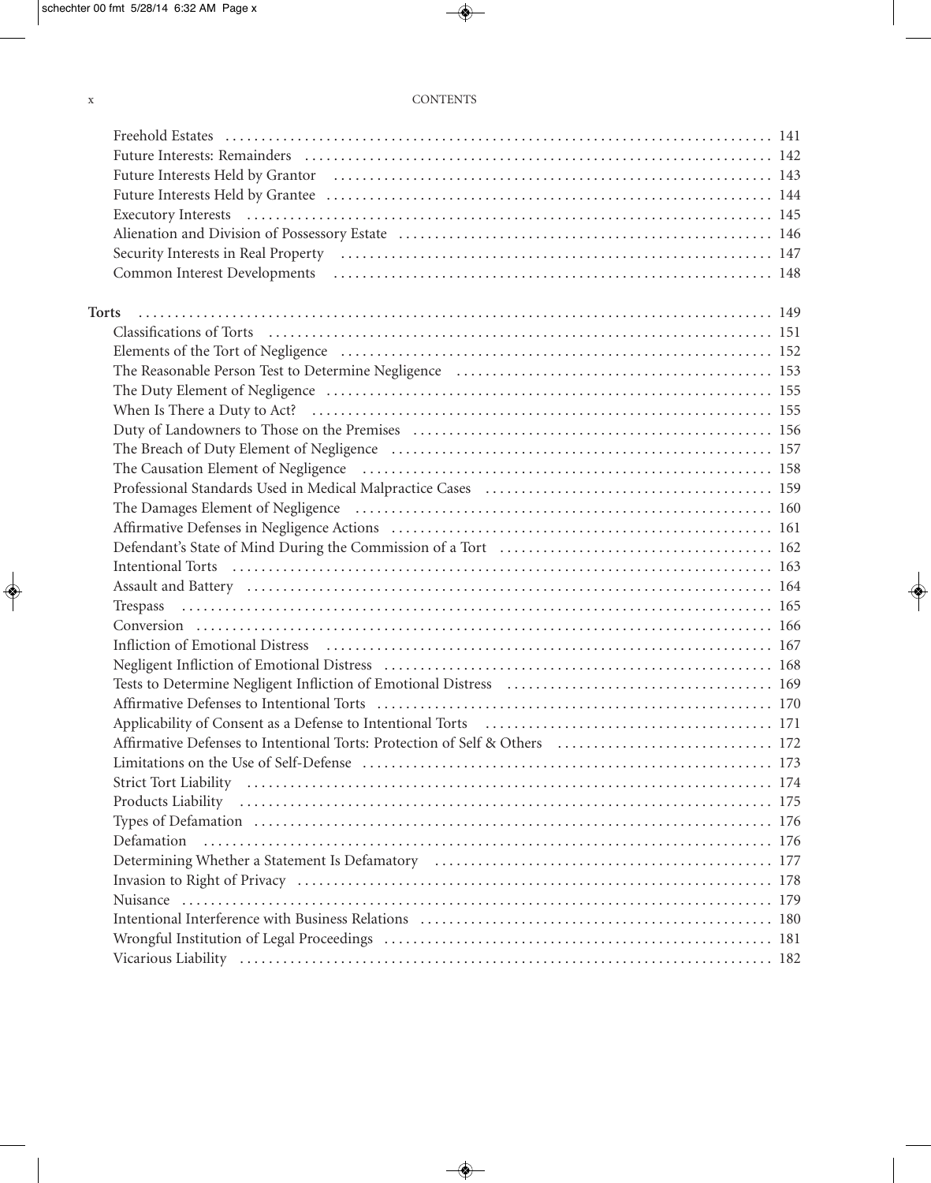Freehold Estates 141
Future Interests: Remainders 142
Future Interests Held by Grantor 143
Future Interests Held by Grantee 144
Executory Interests 145
Alienation and Division of Possessory Estate 146
Security Interests in Real Property 147
Common Interest Developments 148

**Torts** 149

Classifications of Torts 151
Elements of the Tort of Negligence 152
The Reasonable Person Test to Determine Negligence 153
The Duty Element of Negligence 155
When Is There a Duty to Act? 155
Duty of Landowners to Those on the Premises 156
The Breach of Duty Element of Negligence 157
The Causation Element of Negligence 158
Professional Standards Used in Medical Malpractice Cases 159
The Damages Element of Negligence 160
Affirmative Defenses in Negligence Actions 161
Defendant's State of Mind During the Commission of a Tort 162
Intentional Torts 163
Assault and Battery 164
Trespass 165
Conversion 166
Infliction of Emotional Distress 167
Negligent Infliction of Emotional Distress 168
Tests to Determine Negligent Infliction of Emotional Distress 169
Affirmative Defenses to Intentional Torts 170
Applicability of Consent as a Defense to Intentional Torts 171
Affirmative Defenses to Intentional Torts: Protection of Self & Others 172
Limitations on the Use of Self-Defense 173
Strict Tort Liability 174
Products Liability 175
Types of Defamation 176
Defamation 176
Determining Whether a Statement Is Defamatory 177
Invasion to Right of Privacy 178
Nuisance 179
Intentional Interference with Business Relations 180
Wrongful Institution of Legal Proceedings 181
Vicarious Liability 182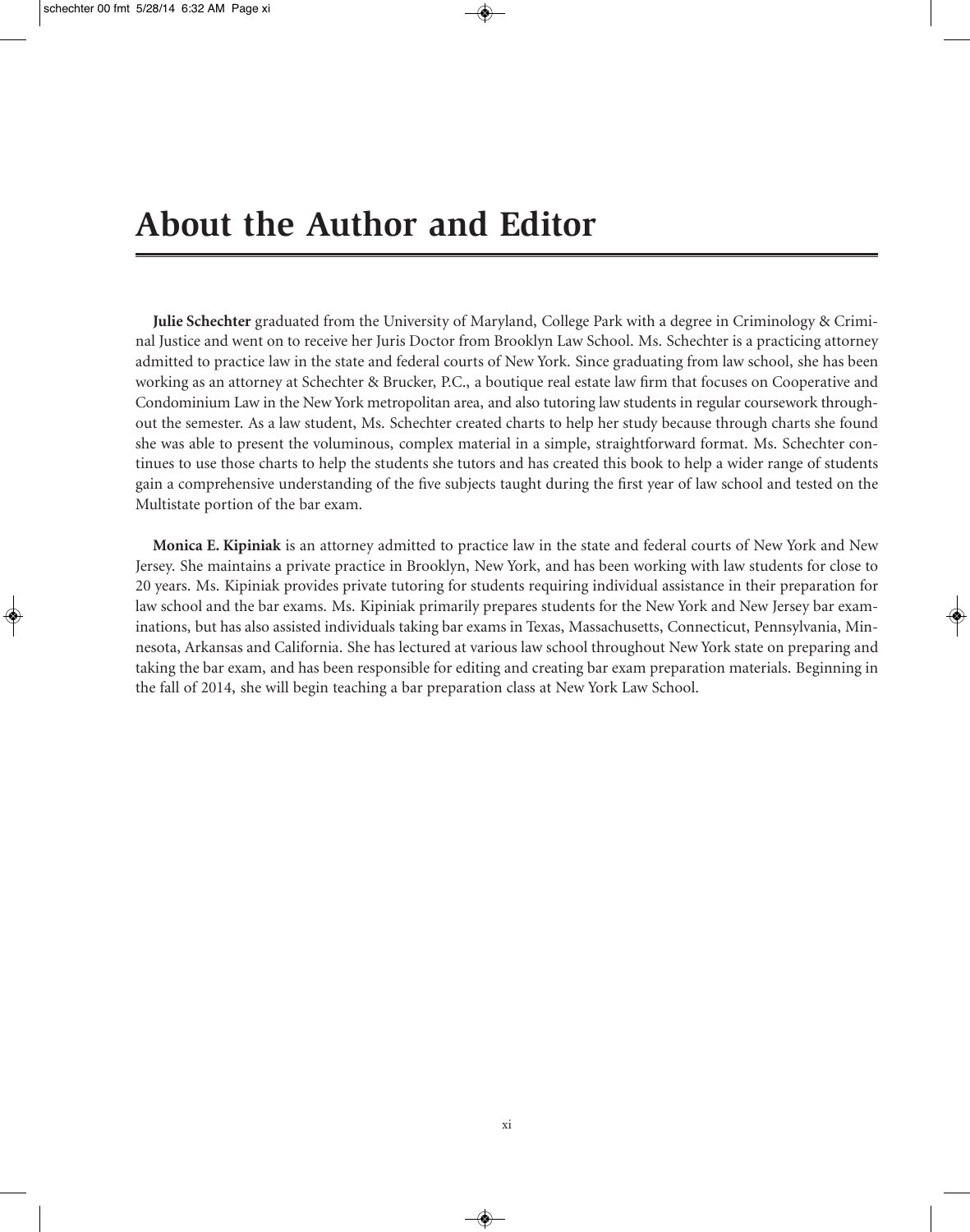# About the Author and Editor

**Julie Schechter** graduated from the University of Maryland, College Park with a degree in Criminology & Criminal Justice and went on to receive her Juris Doctor from Brooklyn Law School. Ms. Schechter is a practicing attorney admitted to practice law in the state and federal courts of New York. Since graduating from law school, she has been working as an attorney at Schechter & Brucker, P.C., a boutique real estate law firm that focuses on Cooperative and Condominium Law in the New York metropolitan area, and also tutoring law students in regular coursework throughout the semester. As a law student, Ms. Schechter created charts to help her study because through charts she found she was able to present the voluminous, complex material in a simple, straightforward format. Ms. Schechter continues to use those charts to help the students she tutors and has created this book to help a wider range of students gain a comprehensive understanding of the five subjects taught during the first year of law school and tested on the Multistate portion of the bar exam.

**Monica E. Kipiniak** is an attorney admitted to practice law in the state and federal courts of New York and New Jersey. She maintains a private practice in Brooklyn, New York, and has been working with law students for close to 20 years. Ms. Kipiniak provides private tutoring for students requiring individual assistance in their preparation for law school and the bar exams. Ms. Kipiniak primarily prepares students for the New York and New Jersey bar examinations, but has also assisted individuals taking bar exams in Texas, Massachusetts, Connecticut, Pennsylvania, Minnesota, Arkansas and California. She has lectured at various law school throughout New York state on preparing and taking the bar exam, and has been responsible for editing and creating bar exam preparation materials. Beginning in the fall of 2014, she will begin teaching a bar preparation class at New York Law School.